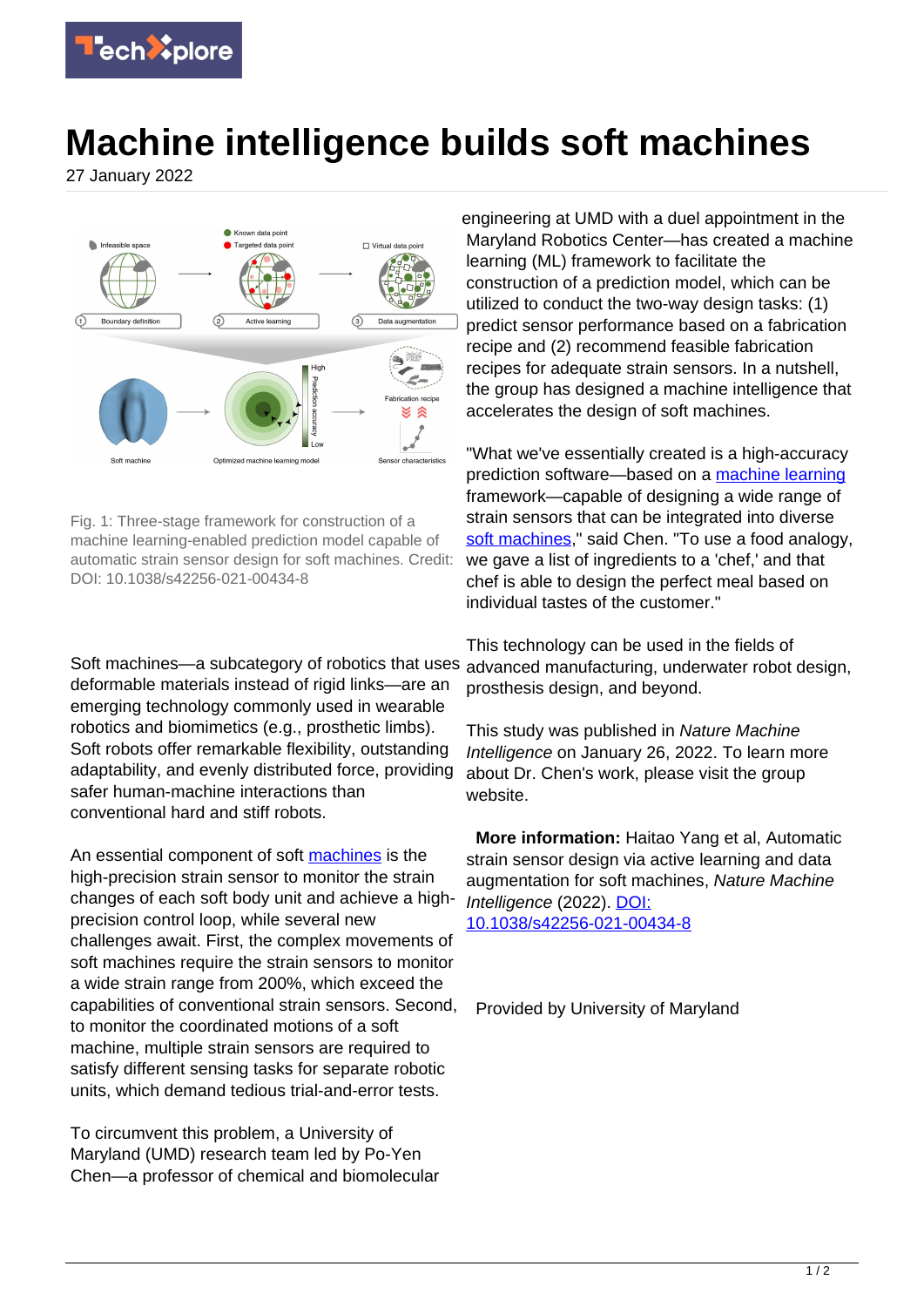# Machine intelligence builds soft machines

27 January 2022

Fig. 1: Three-stage framework for construction of a machine learning-enabled prediction model capable of automatic strain sensor design for soft machines. Credit: DOI: 10.1038/s42256-021-00434-8

Soft machines—a subcategory of robotics that uses deformable materials instead of rigid links—are an emerging technology commonly used in wearable robotics and biomimetics (e.g., prosthetic limbs). Soft robots offer remarkable flexibility, outstanding adaptability, and evenly distributed force, providing safer human-machine interactions than conventional hard and stiff robots.

An essential component of soft machines is the high-precision strain sensor to monitor the strain changes of each soft body unit and achieve a high-precision control loop, while several new challenges await. First, the complex movements of soft machines require the strain sensors to monitor a wide strain range from 200%, which exceed the capabilities of conventional strain sensors. Second, to monitor the coordinated motions of a soft machine, multiple strain sensors are required to satisfy different sensing tasks for separate robotic units, which demand tedious trial-and-error tests.

To circumvent this problem, a University of Maryland (UMD) research team led by Po-Yen Chen—a professor of chemical and biomolecular engineering at UMD with a duel appointment in the Maryland Robotics Center—has created a machine learning (ML) framework to facilitate the construction of a prediction model, which can be utilized to conduct the two-way design tasks: (1) predict sensor performance based on a fabrication recipe and (2) recommend feasible fabrication recipes for adequate strain sensors. In a nutshell, the group has designed a machine intelligence that accelerates the design of soft machines.

"What we've essentially created is a high-accuracy prediction software—based on a machine learning framework—capable of designing a wide range of strain sensors that can be integrated into diverse soft machines," said Chen. "To use a food analogy, we gave a list of ingredients to a 'chef,' and that chef is able to design the perfect meal based on individual tastes of the customer."

This technology can be used in the fields of advanced manufacturing, underwater robot design, prosthesis design, and beyond.

This study was published in *Nature Machine Intelligence* on January 26, 2022. To learn more about Dr. Chen's work, please visit the group website.

**More information:** Haitao Yang et al, Automatic strain sensor design via active learning and data augmentation for soft machines, *Nature Machine Intelligence* (2022). DOI: 10.1038/s42256-021-00434-8

Provided by University of Maryland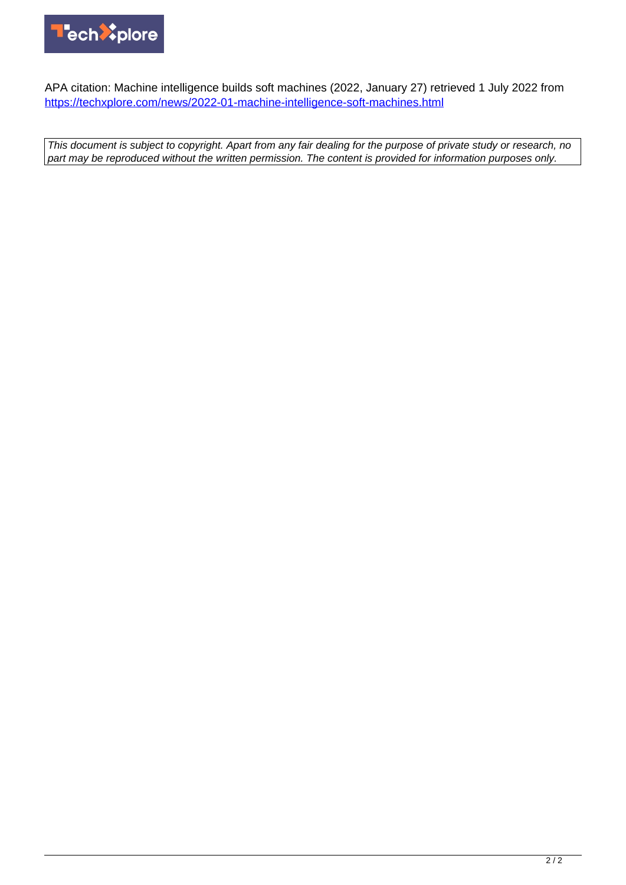APA citation: Machine intelligence builds soft machines (2022, January 27) retrieved 1 July 2022 from https://techxplore.com/news/2022-01-machine-intelligence-soft-machines.html

*This document is subject to copyright. Apart from any fair dealing for the purpose of private study or research, no part may be reproduced without the written permission. The content is provided for information purposes only.*